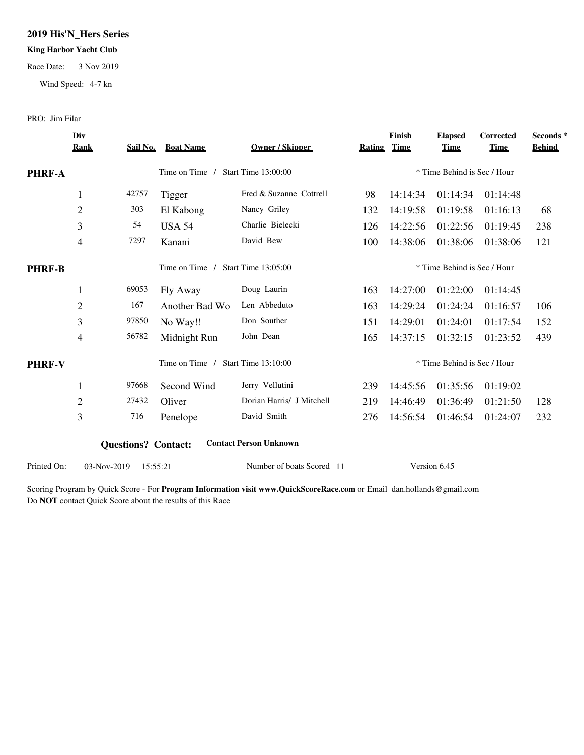## 2019 His'N_Hers Series

**King Harbor Yacht Club**

Race Date: 3 Nov 2019

Wind Speed: 4-7 kn

PRO: Jim Filar

| Div Rank | Sail No. | Boat Name | Owner / Skipper | Rating | Finish Time | Elapsed Time | Corrected Time | Seconds * Behind |
|---|---|---|---|---|---|---|---|---|
| **PHRF-A** | | Time on Time / Start Time 13:00:00 | | | * Time Behind is Sec / Hour | | | |
| 1 | 42757 | Tigger | Fred & Suzanne Cottrell | 98 | 14:14:34 | 01:14:34 | 01:14:48 | |
| 2 | 303 | El Kabong | Nancy Griley | 132 | 14:19:58 | 01:19:58 | 01:16:13 | 68 |
| 3 | 54 | USA 54 | Charlie Bielecki | 126 | 14:22:56 | 01:22:56 | 01:19:45 | 238 |
| 4 | 7297 | Kanani | David Bew | 100 | 14:38:06 | 01:38:06 | 01:38:06 | 121 |
| **PHRF-B** | | Time on Time / Start Time 13:05:00 | | | * Time Behind is Sec / Hour | | | |
| 1 | 69053 | Fly Away | Doug Laurin | 163 | 14:27:00 | 01:22:00 | 01:14:45 | |
| 2 | 167 | Another Bad Wo | Len Abbeduto | 163 | 14:29:24 | 01:24:24 | 01:16:57 | 106 |
| 3 | 97850 | No Way!! | Don Souther | 151 | 14:29:01 | 01:24:01 | 01:17:54 | 152 |
| 4 | 56782 | Midnight Run | John Dean | 165 | 14:37:15 | 01:32:15 | 01:23:52 | 439 |
| **PHRF-V** | | Time on Time / Start Time 13:10:00 | | | * Time Behind is Sec / Hour | | | |
| 1 | 97668 | Second Wind | Jerry Vellutini | 239 | 14:45:56 | 01:35:56 | 01:19:02 | |
| 2 | 27432 | Oliver | Dorian Harris/ J Mitchell | 219 | 14:46:49 | 01:36:49 | 01:21:50 | 128 |
| 3 | 716 | Penelope | David Smith | 276 | 14:56:54 | 01:46:54 | 01:24:07 | 232 |

**Questions? Contact:** **Contact Person Unknown**

Printed On: 03-Nov-2019 15:55:21 Number of boats Scored 11 Version 6.45

Scoring Program by Quick Score - For **Program Information visit www.QuickScoreRace.com** or Email dan.hollands@gmail.com
Do **NOT** contact Quick Score about the results of this Race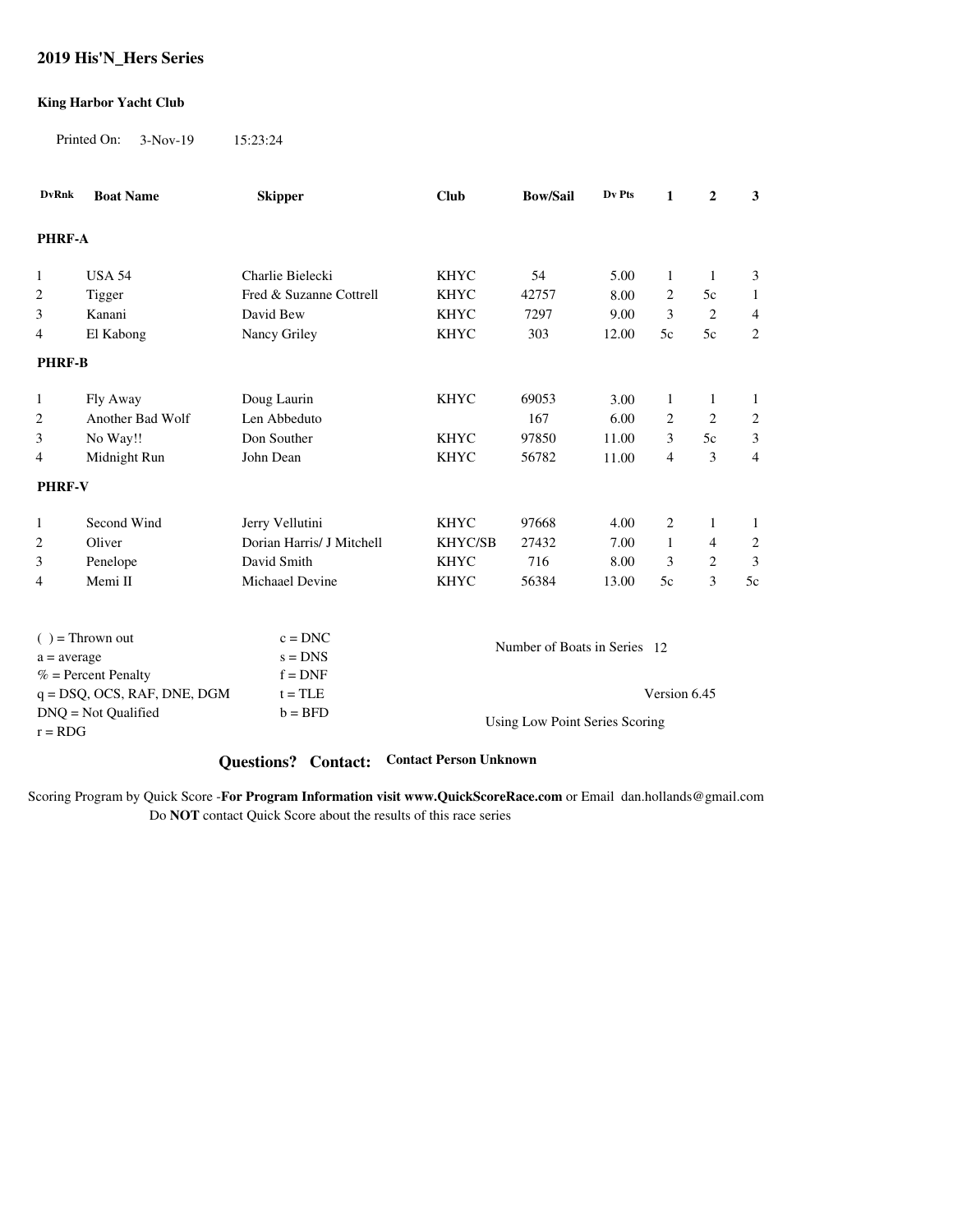## 2019 His'N_Hers Series

**King Harbor Yacht Club**

Printed On: 3-Nov-19 15:23:24

| DvRnk | Boat Name | Skipper | Club | Bow/Sail | Dv Pts | 1 | 2 | 3 |
|---|---|---|---|---|---|---|---|---|
| **PHRF-A** | | | | | | | | |
| 1 | USA 54 | Charlie Bielecki | KHYC | 54 | 5.00 | 1 | 1 | 3 |
| 2 | Tigger | Fred & Suzanne Cottrell | KHYC | 42757 | 8.00 | 2 | 5c | 1 |
| 3 | Kanani | David Bew | KHYC | 7297 | 9.00 | 3 | 2 | 4 |
| 4 | El Kabong | Nancy Griley | KHYC | 303 | 12.00 | 5c | 5c | 2 |
| **PHRF-B** | | | | | | | | |
| 1 | Fly Away | Doug Laurin | KHYC | 69053 | 3.00 | 1 | 1 | 1 |
| 2 | Another Bad Wolf | Len Abbeduto | | 167 | 6.00 | 2 | 2 | 2 |
| 3 | No Way!! | Don Souther | KHYC | 97850 | 11.00 | 3 | 5c | 3 |
| 4 | Midnight Run | John Dean | KHYC | 56782 | 11.00 | 4 | 3 | 4 |
| **PHRF-V** | | | | | | | | |
| 1 | Second Wind | Jerry Vellutini | KHYC | 97668 | 4.00 | 2 | 1 | 1 |
| 2 | Oliver | Dorian Harris/ J Mitchell | KHYC/SB | 27432 | 7.00 | 1 | 4 | 2 |
| 3 | Penelope | David Smith | KHYC | 716 | 8.00 | 3 | 2 | 3 |
| 4 | Memi II | Michaael Devine | KHYC | 56384 | 13.00 | 5c | 3 | 5c |

( ) = Thrown out
a = average
% = Percent Penalty
q = DSQ, OCS, RAF, DNE, DGM
DNQ = Not Qualified
r = RDG

c = DNC
s = DNS
f = DNF
t = TLE
b = BFD

Number of Boats in Series 12

Version 6.45

Using Low Point Series Scoring

**Questions? Contact: Contact Person Unknown**

Scoring Program by Quick Score -**For Program Information visit www.QuickScoreRace.com** or Email dan.hollands@gmail.com
Do **NOT** contact Quick Score about the results of this race series